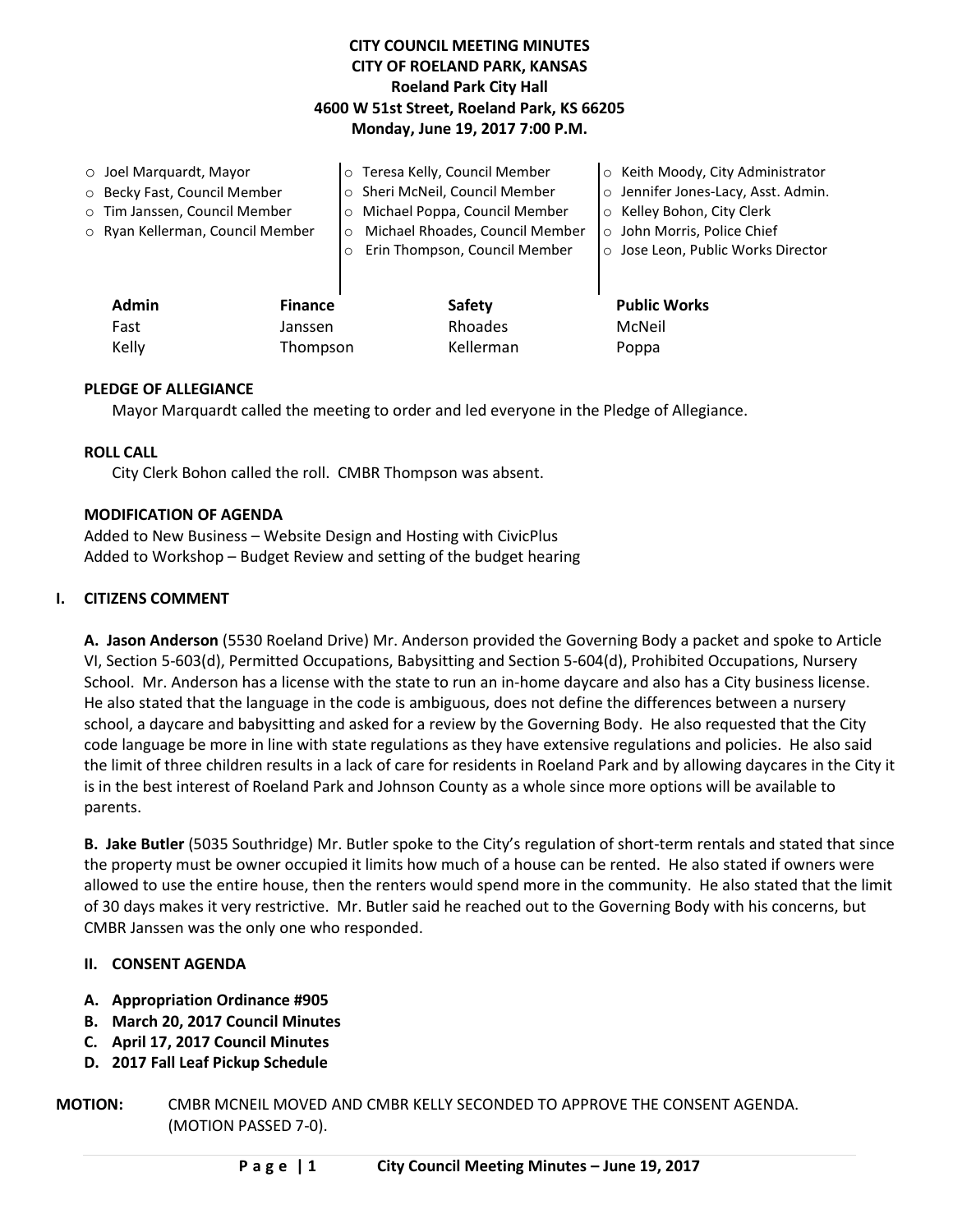**CITY COUNCIL MEETING MINUTES**
**CITY OF ROELAND PARK, KANSAS**
**Roeland Park City Hall**
**4600 W 51st Street, Roeland Park, KS 66205**
**Monday, June 19, 2017 7:00 P.M.**

- Joel Marquardt, Mayor
- Becky Fast, Council Member
- Tim Janssen, Council Member
- Ryan Kellerman, Council Member
- Teresa Kelly, Council Member
- Sheri McNeil, Council Member
- Michael Poppa, Council Member
- Michael Rhoades, Council Member
- Erin Thompson, Council Member
- Keith Moody, City Administrator
- Jennifer Jones-Lacy, Asst. Admin.
- Kelley Bohon, City Clerk
- John Morris, Police Chief
- Jose Leon, Public Works Director

| Admin | Finance | Safety | Public Works |
|---|---|---|---|
| Fast | Janssen | Rhoades | McNeil |
| Kelly | Thompson | Kellerman | Poppa |

**PLEDGE OF ALLEGIANCE**

Mayor Marquardt called the meeting to order and led everyone in the Pledge of Allegiance.

**ROLL CALL**

City Clerk Bohon called the roll. CMBR Thompson was absent.

**MODIFICATION OF AGENDA**

Added to New Business – Website Design and Hosting with CivicPlus
Added to Workshop – Budget Review and setting of the budget hearing

## I. CITIZENS COMMENT

**A. Jason Anderson** (5530 Roeland Drive) Mr. Anderson provided the Governing Body a packet and spoke to Article VI, Section 5-603(d), Permitted Occupations, Babysitting and Section 5-604(d), Prohibited Occupations, Nursery School. Mr. Anderson has a license with the state to run an in-home daycare and also has a City business license. He also stated that the language in the code is ambiguous, does not define the differences between a nursery school, a daycare and babysitting and asked for a review by the Governing Body. He also requested that the City code language be more in line with state regulations as they have extensive regulations and policies. He also said the limit of three children results in a lack of care for residents in Roeland Park and by allowing daycares in the City it is in the best interest of Roeland Park and Johnson County as a whole since more options will be available to parents.

**B. Jake Butler** (5035 Southridge) Mr. Butler spoke to the City's regulation of short-term rentals and stated that since the property must be owner occupied it limits how much of a house can be rented. He also stated if owners were allowed to use the entire house, then the renters would spend more in the community. He also stated that the limit of 30 days makes it very restrictive. Mr. Butler said he reached out to the Governing Body with his concerns, but CMBR Janssen was the only one who responded.

## II. CONSENT AGENDA

- **A. Appropriation Ordinance #905**
- **B. March 20, 2017 Council Minutes**
- **C. April 17, 2017 Council Minutes**
- **D. 2017 Fall Leaf Pickup Schedule**

**MOTION:** CMBR MCNEIL MOVED AND CMBR KELLY SECONDED TO APPROVE THE CONSENT AGENDA. (MOTION PASSED 7-0).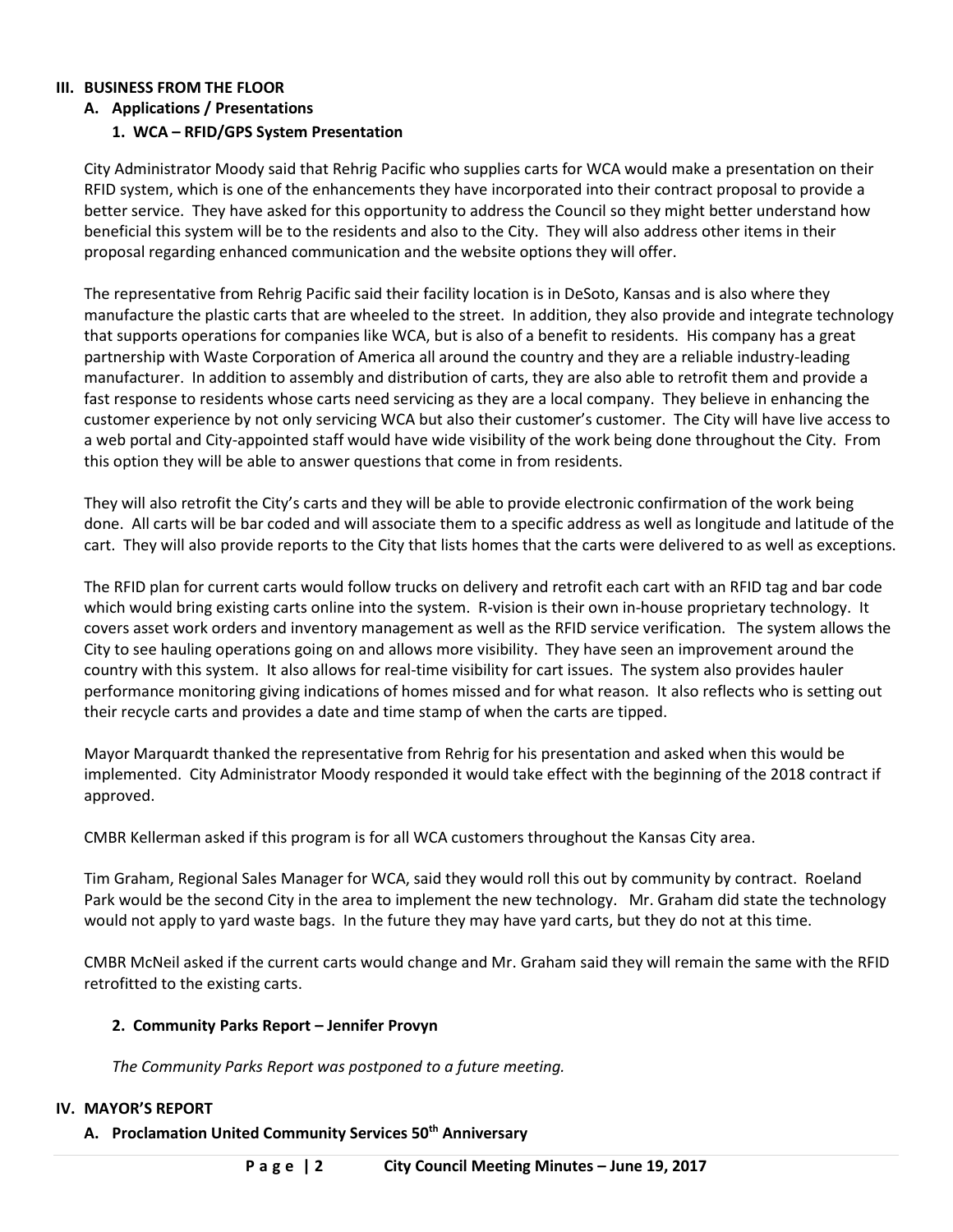## III. BUSINESS FROM THE FLOOR

### A. Applications / Presentations

#### 1. WCA – RFID/GPS System Presentation

City Administrator Moody said that Rehrig Pacific who supplies carts for WCA would make a presentation on their RFID system, which is one of the enhancements they have incorporated into their contract proposal to provide a better service. They have asked for this opportunity to address the Council so they might better understand how beneficial this system will be to the residents and also to the City. They will also address other items in their proposal regarding enhanced communication and the website options they will offer.

The representative from Rehrig Pacific said their facility location is in DeSoto, Kansas and is also where they manufacture the plastic carts that are wheeled to the street. In addition, they also provide and integrate technology that supports operations for companies like WCA, but is also of a benefit to residents. His company has a great partnership with Waste Corporation of America all around the country and they are a reliable industry-leading manufacturer. In addition to assembly and distribution of carts, they are also able to retrofit them and provide a fast response to residents whose carts need servicing as they are a local company. They believe in enhancing the customer experience by not only servicing WCA but also their customer's customer. The City will have live access to a web portal and City-appointed staff would have wide visibility of the work being done throughout the City. From this option they will be able to answer questions that come in from residents.

They will also retrofit the City's carts and they will be able to provide electronic confirmation of the work being done. All carts will be bar coded and will associate them to a specific address as well as longitude and latitude of the cart. They will also provide reports to the City that lists homes that the carts were delivered to as well as exceptions.

The RFID plan for current carts would follow trucks on delivery and retrofit each cart with an RFID tag and bar code which would bring existing carts online into the system. R-vision is their own in-house proprietary technology. It covers asset work orders and inventory management as well as the RFID service verification. The system allows the City to see hauling operations going on and allows more visibility. They have seen an improvement around the country with this system. It allows for real-time visibility for cart issues. The system also provides hauler performance monitoring giving indications of homes missed and for what reason. It also reflects who is setting out their recycle carts and provides a date and time stamp of when the carts are tipped.

Mayor Marquardt thanked the representative from Rehrig for his presentation and asked when this would be implemented. City Administrator Moody responded it would take effect with the beginning of the 2018 contract if approved.

CMBR Kellerman asked if this program is for all WCA customers throughout the Kansas City area.

Tim Graham, Regional Sales Manager for WCA, said they would roll this out by community by contract. Roeland Park would be the second City in the area to implement the new technology. Mr. Graham did state the technology would not apply to yard waste bags. In the future they may have yard carts, but they do not at this time.

CMBR McNeil asked if the current carts would change and Mr. Graham said they will remain the same with the RFID retrofitted to the existing carts.

#### 2. Community Parks Report – Jennifer Provyn

*The Community Parks Report was postponed to a future meeting.*

## IV. MAYOR'S REPORT

### A. Proclamation United Community Services 50th Anniversary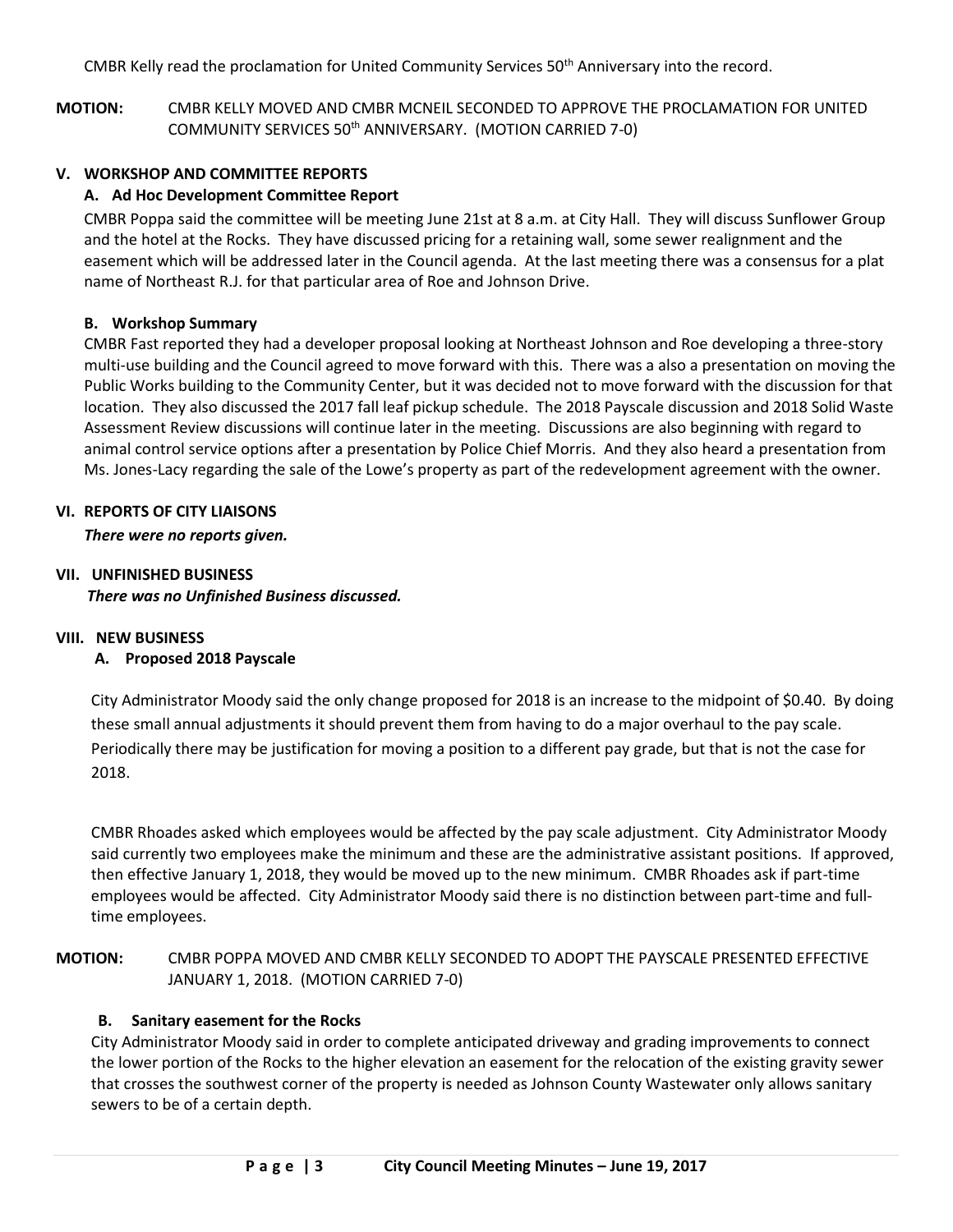CMBR Kelly read the proclamation for United Community Services 50th Anniversary into the record.

**MOTION:** CMBR KELLY MOVED AND CMBR MCNEIL SECONDED TO APPROVE THE PROCLAMATION FOR UNITED COMMUNITY SERVICES 50th ANNIVERSARY. (MOTION CARRIED 7-0)

## V. WORKSHOP AND COMMITTEE REPORTS

### A. Ad Hoc Development Committee Report

CMBR Poppa said the committee will be meeting June 21st at 8 a.m. at City Hall. They will discuss Sunflower Group and the hotel at the Rocks. They have discussed pricing for a retaining wall, some sewer realignment and the easement which will be addressed later in the Council agenda. At the last meeting there was a consensus for a plat name of Northeast R.J. for that particular area of Roe and Johnson Drive.

### B. Workshop Summary

CMBR Fast reported they had a developer proposal looking at Northeast Johnson and Roe developing a three-story multi-use building and the Council agreed to move forward with this. There was a also a presentation on moving the Public Works building to the Community Center, but it was decided not to move forward with the discussion for that location. They also discussed the 2017 fall leaf pickup schedule. The 2018 Payscale discussion and 2018 Solid Waste Assessment Review discussions will continue later in the meeting. Discussions are also beginning with regard to animal control service options after a presentation by Police Chief Morris. And they also heard a presentation from Ms. Jones-Lacy regarding the sale of the Lowe's property as part of the redevelopment agreement with the owner.

## VI. REPORTS OF CITY LIAISONS

***There were no reports given.***

## VII. UNFINISHED BUSINESS

***There was no Unfinished Business discussed.***

## VIII. NEW BUSINESS

### A. Proposed 2018 Payscale

City Administrator Moody said the only change proposed for 2018 is an increase to the midpoint of $0.40. By doing these small annual adjustments it should prevent them from having to do a major overhaul to the pay scale. Periodically there may be justification for moving a position to a different pay grade, but that is not the case for 2018.

CMBR Rhoades asked which employees would be affected by the pay scale adjustment. City Administrator Moody said currently two employees make the minimum and these are the administrative assistant positions. If approved, then effective January 1, 2018, they would be moved up to the new minimum. CMBR Rhoades ask if part-time employees would be affected. City Administrator Moody said there is no distinction between part-time and full-time employees.

**MOTION:** CMBR POPPA MOVED AND CMBR KELLY SECONDED TO ADOPT THE PAYSCALE PRESENTED EFFECTIVE JANUARY 1, 2018. (MOTION CARRIED 7-0)

### B. Sanitary easement for the Rocks

City Administrator Moody said in order to complete anticipated driveway and grading improvements to connect the lower portion of the Rocks to the higher elevation an easement for the relocation of the existing gravity sewer that crosses the southwest corner of the property is needed as Johnson County Wastewater only allows sanitary sewers to be of a certain depth.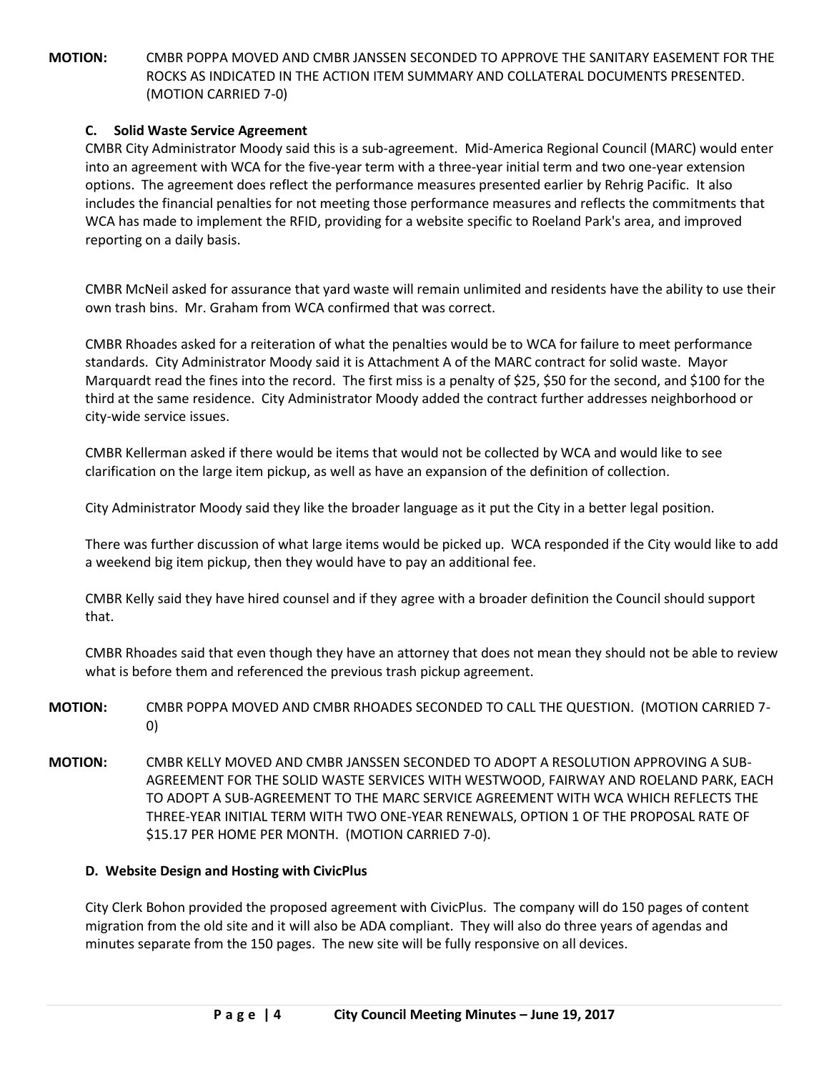**MOTION:** CMBR POPPA MOVED AND CMBR JANSSEN SECONDED TO APPROVE THE SANITARY EASEMENT FOR THE ROCKS AS INDICATED IN THE ACTION ITEM SUMMARY AND COLLATERAL DOCUMENTS PRESENTED. (MOTION CARRIED 7-0)

**C. Solid Waste Service Agreement**

CMBR City Administrator Moody said this is a sub-agreement. Mid-America Regional Council (MARC) would enter into an agreement with WCA for the five-year term with a three-year initial term and two one-year extension options. The agreement does reflect the performance measures presented earlier by Rehrig Pacific. It also includes the financial penalties for not meeting those performance measures and reflects the commitments that WCA has made to implement the RFID, providing for a website specific to Roeland Park's area, and improved reporting on a daily basis.

CMBR McNeil asked for assurance that yard waste will remain unlimited and residents have the ability to use their own trash bins. Mr. Graham from WCA confirmed that was correct.

CMBR Rhoades asked for a reiteration of what the penalties would be to WCA for failure to meet performance standards. City Administrator Moody said it is Attachment A of the MARC contract for solid waste. Mayor Marquardt read the fines into the record. The first miss is a penalty of $25, $50 for the second, and $100 for the third at the same residence. City Administrator Moody added the contract further addresses neighborhood or city-wide service issues.

CMBR Kellerman asked if there would be items that would not be collected by WCA and would like to see clarification on the large item pickup, as well as have an expansion of the definition of collection.

City Administrator Moody said they like the broader language as it put the City in a better legal position.

There was further discussion of what large items would be picked up. WCA responded if the City would like to add a weekend big item pickup, then they would have to pay an additional fee.

CMBR Kelly said they have hired counsel and if they agree with a broader definition the Council should support that.

CMBR Rhoades said that even though they have an attorney that does not mean they should not be able to review what is before them and referenced the previous trash pickup agreement.

**MOTION:** CMBR POPPA MOVED AND CMBR RHOADES SECONDED TO CALL THE QUESTION. (MOTION CARRIED 7-0)

**MOTION:** CMBR KELLY MOVED AND CMBR JANSSEN SECONDED TO ADOPT A RESOLUTION APPROVING A SUB-AGREEMENT FOR THE SOLID WASTE SERVICES WITH WESTWOOD, FAIRWAY AND ROELAND PARK, EACH TO ADOPT A SUB-AGREEMENT TO THE MARC SERVICE AGREEMENT WITH WCA WHICH REFLECTS THE THREE-YEAR INITIAL TERM WITH TWO ONE-YEAR RENEWALS, OPTION 1 OF THE PROPOSAL RATE OF $15.17 PER HOME PER MONTH. (MOTION CARRIED 7-0).

**D. Website Design and Hosting with CivicPlus**

City Clerk Bohon provided the proposed agreement with CivicPlus. The company will do 150 pages of content migration from the old site and it will also be ADA compliant. They will also do three years of agendas and minutes separate from the 150 pages. The new site will be fully responsive on all devices.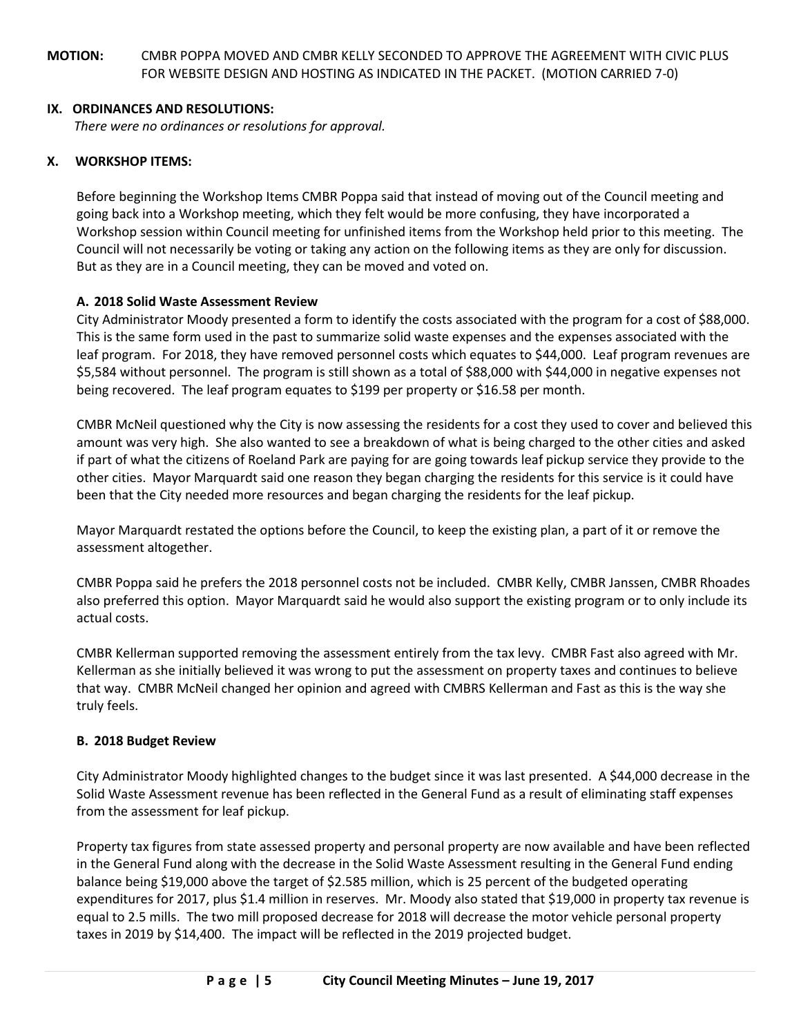**MOTION:** CMBR POPPA MOVED AND CMBR KELLY SECONDED TO APPROVE THE AGREEMENT WITH CIVIC PLUS FOR WEBSITE DESIGN AND HOSTING AS INDICATED IN THE PACKET. (MOTION CARRIED 7-0)

## IX. ORDINANCES AND RESOLUTIONS:

*There were no ordinances or resolutions for approval.*

## X. WORKSHOP ITEMS:

Before beginning the Workshop Items CMBR Poppa said that instead of moving out of the Council meeting and going back into a Workshop meeting, which they felt would be more confusing, they have incorporated a Workshop session within Council meeting for unfinished items from the Workshop held prior to this meeting. The Council will not necessarily be voting or taking any action on the following items as they are only for discussion. But as they are in a Council meeting, they can be moved and voted on.

### A. 2018 Solid Waste Assessment Review

City Administrator Moody presented a form to identify the costs associated with the program for a cost of $88,000. This is the same form used in the past to summarize solid waste expenses and the expenses associated with the leaf program. For 2018, they have removed personnel costs which equates to $44,000. Leaf program revenues are $5,584 without personnel. The program is still shown as a total of $88,000 with $44,000 in negative expenses not being recovered. The leaf program equates to $199 per property or $16.58 per month.

CMBR McNeil questioned why the City is now assessing the residents for a cost they used to cover and believed this amount was very high. She also wanted to see a breakdown of what is being charged to the other cities and asked if part of what the citizens of Roeland Park are paying for are going towards leaf pickup service they provide to the other cities. Mayor Marquardt said one reason they began charging the residents for this service is it could have been that the City needed more resources and began charging the residents for the leaf pickup.

Mayor Marquardt restated the options before the Council, to keep the existing plan, a part of it or remove the assessment altogether.

CMBR Poppa said he prefers the 2018 personnel costs not be included. CMBR Kelly, CMBR Janssen, CMBR Rhoades also preferred this option. Mayor Marquardt said he would also support the existing program or to only include its actual costs.

CMBR Kellerman supported removing the assessment entirely from the tax levy. CMBR Fast also agreed with Mr. Kellerman as she initially believed it was wrong to put the assessment on property taxes and continues to believe that way. CMBR McNeil changed her opinion and agreed with CMBRS Kellerman and Fast as this is the way she truly feels.

### B. 2018 Budget Review

City Administrator Moody highlighted changes to the budget since it was last presented. A $44,000 decrease in the Solid Waste Assessment revenue has been reflected in the General Fund as a result of eliminating staff expenses from the assessment for leaf pickup.

Property tax figures from state assessed property and personal property are now available and have been reflected in the General Fund along with the decrease in the Solid Waste Assessment resulting in the General Fund ending balance being $19,000 above the target of $2.585 million, which is 25 percent of the budgeted operating expenditures for 2017, plus $1.4 million in reserves. Mr. Moody also stated that $19,000 in property tax revenue is equal to 2.5 mills. The two mill proposed decrease for 2018 will decrease the motor vehicle personal property taxes in 2019 by $14,400. The impact will be reflected in the 2019 projected budget.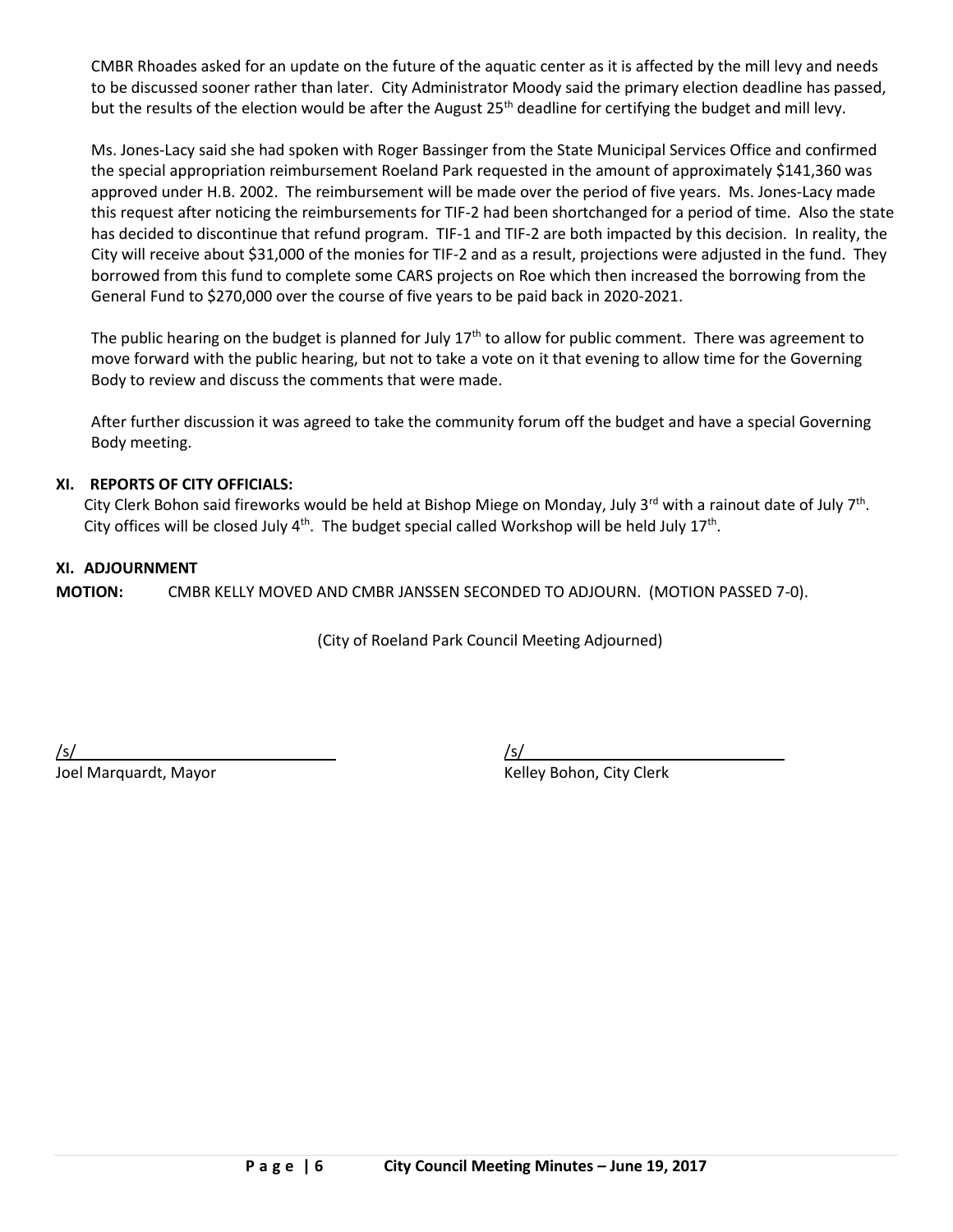CMBR Rhoades asked for an update on the future of the aquatic center as it is affected by the mill levy and needs to be discussed sooner rather than later. City Administrator Moody said the primary election deadline has passed, but the results of the election would be after the August 25th deadline for certifying the budget and mill levy.

Ms. Jones-Lacy said she had spoken with Roger Bassinger from the State Municipal Services Office and confirmed the special appropriation reimbursement Roeland Park requested in the amount of approximately $141,360 was approved under H.B. 2002. The reimbursement will be made over the period of five years. Ms. Jones-Lacy made this request after noticing the reimbursements for TIF-2 had been shortchanged for a period of time. Also the state has decided to discontinue that refund program. TIF-1 and TIF-2 are both impacted by this decision. In reality, the City will receive about $31,000 of the monies for TIF-2 and as a result, projections were adjusted in the fund. They borrowed from this fund to complete some CARS projects on Roe which then increased the borrowing from the General Fund to $270,000 over the course of five years to be paid back in 2020-2021.

The public hearing on the budget is planned for July 17th to allow for public comment. There was agreement to move forward with the public hearing, but not to take a vote on it that evening to allow time for the Governing Body to review and discuss the comments that were made.

After further discussion it was agreed to take the community forum off the budget and have a special Governing Body meeting.

## XI. REPORTS OF CITY OFFICIALS:

City Clerk Bohon said fireworks would be held at Bishop Miege on Monday, July 3rd with a rainout date of July 7th. City offices will be closed July 4th. The budget special called Workshop will be held July 17th.

## XI. ADJOURNMENT

**MOTION:** CMBR KELLY MOVED AND CMBR JANSSEN SECONDED TO ADJOURN. (MOTION PASSED 7-0).

(City of Roeland Park Council Meeting Adjourned)

/s/
Joel Marquardt, Mayor

/s/
Kelley Bohon, City Clerk